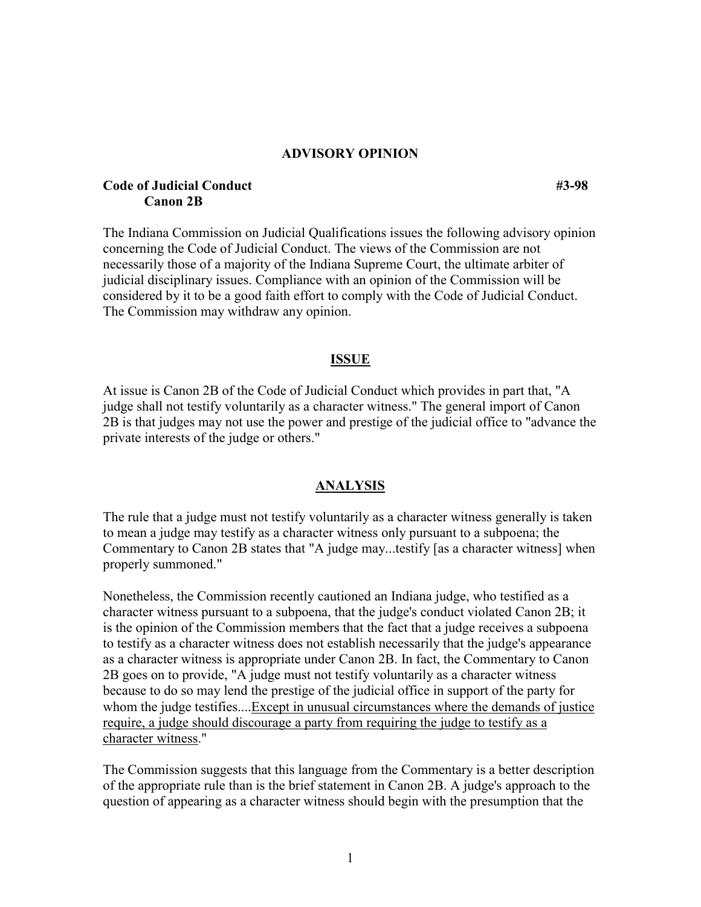# ADVISORY OPINION

**Code of Judicial Conduct** **#3-98**
**Canon 2B**

The Indiana Commission on Judicial Qualifications issues the following advisory opinion concerning the Code of Judicial Conduct. The views of the Commission are not necessarily those of a majority of the Indiana Supreme Court, the ultimate arbiter of judicial disciplinary issues. Compliance with an opinion of the Commission will be considered by it to be a good faith effort to comply with the Code of Judicial Conduct. The Commission may withdraw any opinion.

## ISSUE

At issue is Canon 2B of the Code of Judicial Conduct which provides in part that, "A judge shall not testify voluntarily as a character witness." The general import of Canon 2B is that judges may not use the power and prestige of the judicial office to "advance the private interests of the judge or others."

## ANALYSIS

The rule that a judge must not testify voluntarily as a character witness generally is taken to mean a judge may testify as a character witness only pursuant to a subpoena; the Commentary to Canon 2B states that "A judge may...testify [as a character witness] when properly summoned."

Nonetheless, the Commission recently cautioned an Indiana judge, who testified as a character witness pursuant to a subpoena, that the judge's conduct violated Canon 2B; it is the opinion of the Commission members that the fact that a judge receives a subpoena to testify as a character witness does not establish necessarily that the judge's appearance as a character witness is appropriate under Canon 2B. In fact, the Commentary to Canon 2B goes on to provide, "A judge must not testify voluntarily as a character witness because to do so may lend the prestige of the judicial office in support of the party for whom the judge testifies....<u>Except in unusual circumstances where the demands of justice require, a judge should discourage a party from requiring the judge to testify as a character witness</u>."

The Commission suggests that this language from the Commentary is a better description of the appropriate rule than is the brief statement in Canon 2B. A judge's approach to the question of appearing as a character witness should begin with the presumption that the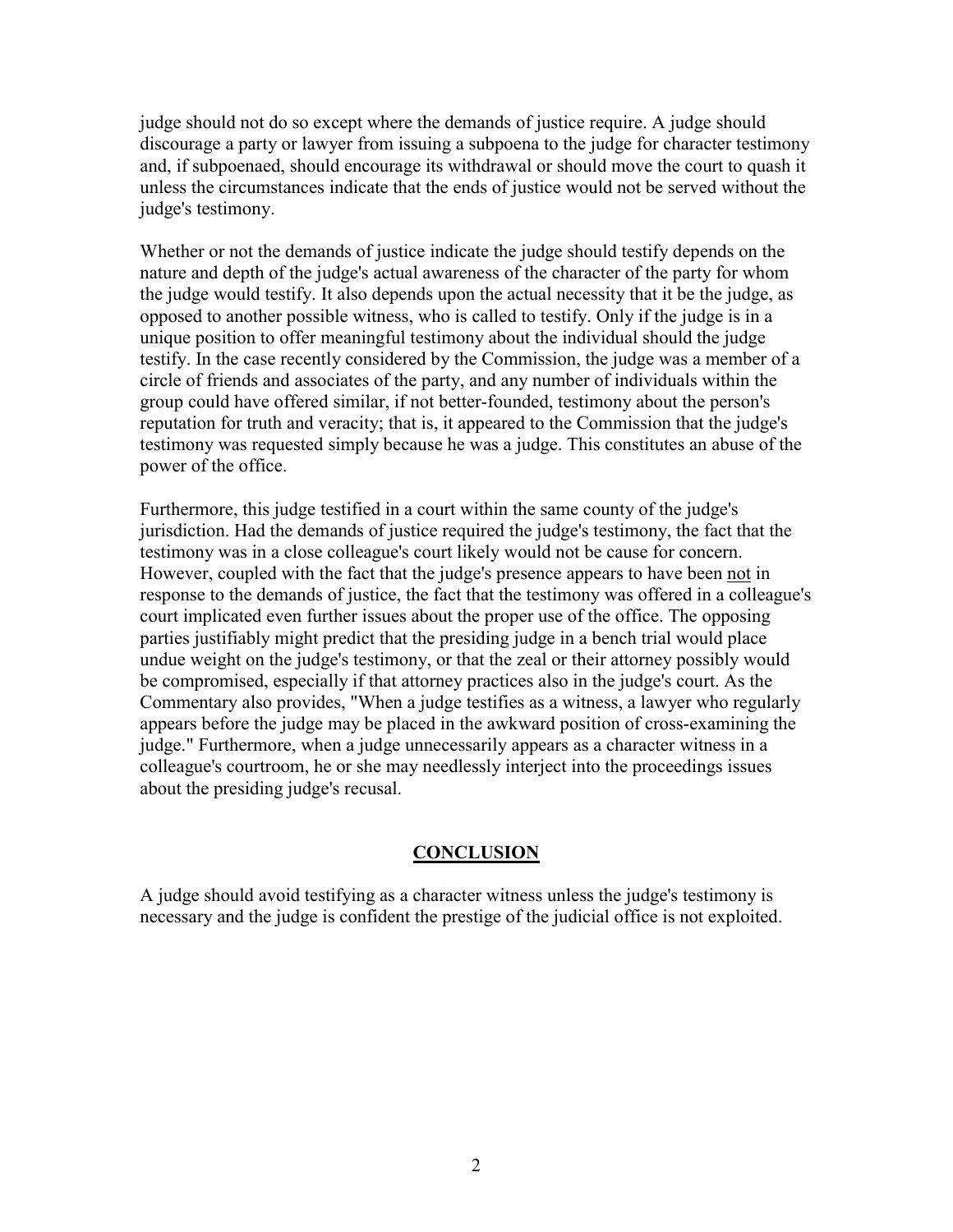judge should not do so except where the demands of justice require. A judge should discourage a party or lawyer from issuing a subpoena to the judge for character testimony and, if subpoenaed, should encourage its withdrawal or should move the court to quash it unless the circumstances indicate that the ends of justice would not be served without the judge's testimony.

Whether or not the demands of justice indicate the judge should testify depends on the nature and depth of the judge's actual awareness of the character of the party for whom the judge would testify. It also depends upon the actual necessity that it be the judge, as opposed to another possible witness, who is called to testify. Only if the judge is in a unique position to offer meaningful testimony about the individual should the judge testify. In the case recently considered by the Commission, the judge was a member of a circle of friends and associates of the party, and any number of individuals within the group could have offered similar, if not better-founded, testimony about the person's reputation for truth and veracity; that is, it appeared to the Commission that the judge's testimony was requested simply because he was a judge. This constitutes an abuse of the power of the office.

Furthermore, this judge testified in a court within the same county of the judge's jurisdiction. Had the demands of justice required the judge's testimony, the fact that the testimony was in a close colleague's court likely would not be cause for concern. However, coupled with the fact that the judge's presence appears to have been <u>not</u> in response to the demands of justice, the fact that the testimony was offered in a colleague's court implicated even further issues about the proper use of the office. The opposing parties justifiably might predict that the presiding judge in a bench trial would place undue weight on the judge's testimony, or that the zeal or their attorney possibly would be compromised, especially if that attorney practices also in the judge's court. As the Commentary also provides, "When a judge testifies as a witness, a lawyer who regularly appears before the judge may be placed in the awkward position of cross-examining the judge." Furthermore, when a judge unnecessarily appears as a character witness in a colleague's courtroom, he or she may needlessly interject into the proceedings issues about the presiding judge's recusal.

## CONCLUSION

A judge should avoid testifying as a character witness unless the judge's testimony is necessary and the judge is confident the prestige of the judicial office is not exploited.